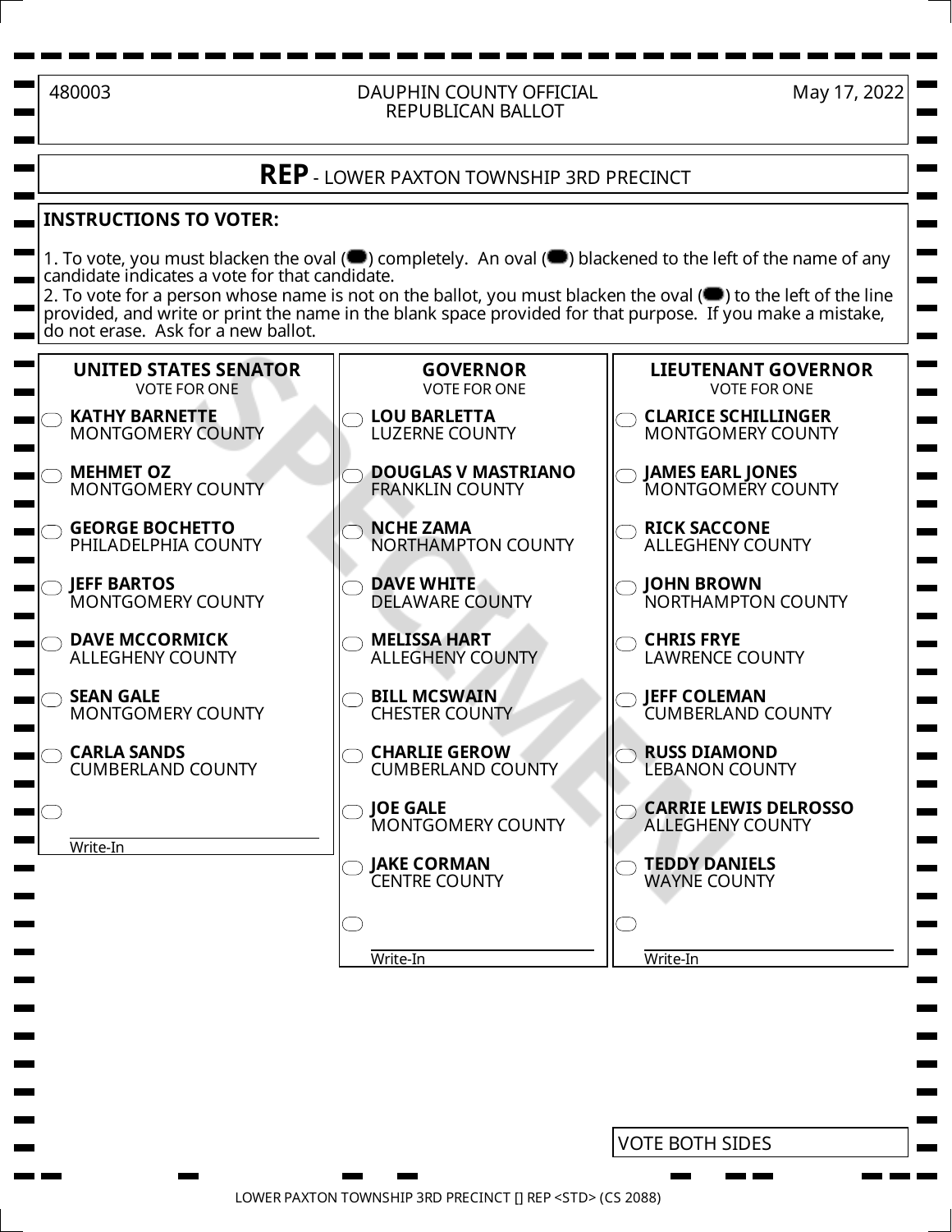480003

DAUPHIN COUNTY OFFICIAL
REPUBLICAN BALLOT

May 17, 2022

# REP - LOWER PAXTON TOWNSHIP 3RD PRECINCT

**INSTRUCTIONS TO VOTER:**

1. To vote, you must blacken the oval (⬬) completely. An oval (⬬) blackened to the left of the name of any candidate indicates a vote for that candidate.
2. To vote for a person whose name is not on the ballot, you must blacken the oval (⬬) to the left of the line provided, and write or print the name in the blank space provided for that purpose. If you make a mistake, do not erase. Ask for a new ballot.

## UNITED STATES SENATOR
VOTE FOR ONE

- **KATHY BARNETTE** MONTGOMERY COUNTY
- **MEHMET OZ** MONTGOMERY COUNTY
- **GEORGE BOCHETTO** PHILADELPHIA COUNTY
- **JEFF BARTOS** MONTGOMERY COUNTY
- **DAVE MCCORMICK** ALLEGHENY COUNTY
- **SEAN GALE** MONTGOMERY COUNTY
- **CARLA SANDS** CUMBERLAND COUNTY
- Write-In

## GOVERNOR
VOTE FOR ONE

- **LOU BARLETTA** LUZERNE COUNTY
- **DOUGLAS V MASTRIANO** FRANKLIN COUNTY
- **NCHE ZAMA** NORTHAMPTON COUNTY
- **DAVE WHITE** DELAWARE COUNTY
- **MELISSA HART** ALLEGHENY COUNTY
- **BILL MCSWAIN** CHESTER COUNTY
- **CHARLIE GEROW** CUMBERLAND COUNTY
- **JOE GALE** MONTGOMERY COUNTY
- **JAKE CORMAN** CENTRE COUNTY
- Write-In

## LIEUTENANT GOVERNOR
VOTE FOR ONE

- **CLARICE SCHILLINGER** MONTGOMERY COUNTY
- **JAMES EARL JONES** MONTGOMERY COUNTY
- **RICK SACCONE** ALLEGHENY COUNTY
- **JOHN BROWN** NORTHAMPTON COUNTY
- **CHRIS FRYE** LAWRENCE COUNTY
- **JEFF COLEMAN** CUMBERLAND COUNTY
- **RUSS DIAMOND** LEBANON COUNTY
- **CARRIE LEWIS DELROSSO** ALLEGHENY COUNTY
- **TEDDY DANIELS** WAYNE COUNTY
- Write-In

VOTE BOTH SIDES

LOWER PAXTON TOWNSHIP 3RD PRECINCT [] REP <STD> (CS 2088)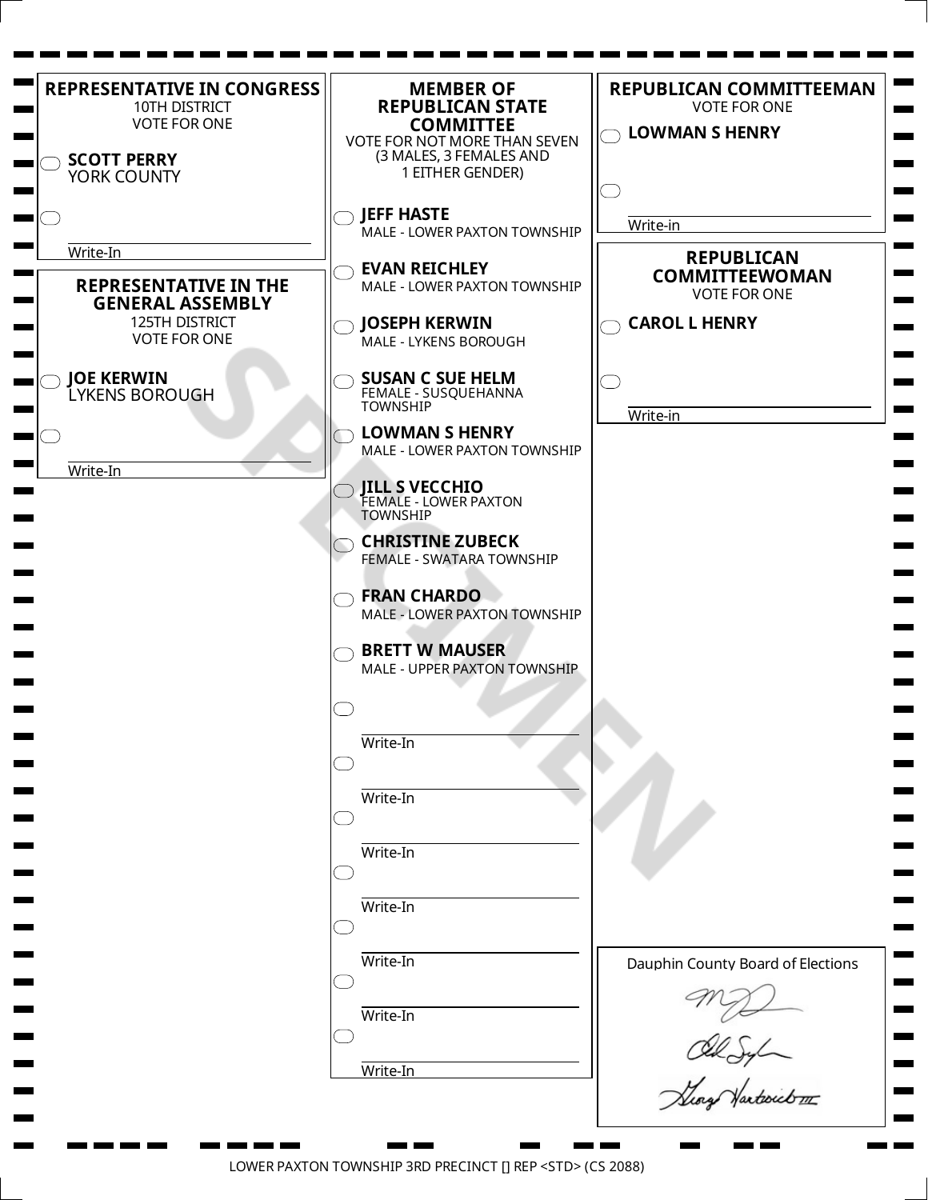## REPRESENTATIVE IN CONGRESS

10TH DISTRICT
VOTE FOR ONE

- **SCOTT PERRY** YORK COUNTY
- Write-In

## REPRESENTATIVE IN THE GENERAL ASSEMBLY

125TH DISTRICT
VOTE FOR ONE

- **JOE KERWIN** LYKENS BOROUGH
- Write-In

## MEMBER OF REPUBLICAN STATE COMMITTEE

VOTE FOR NOT MORE THAN SEVEN (3 MALES, 3 FEMALES AND 1 EITHER GENDER)

- **JEFF HASTE** MALE - LOWER PAXTON TOWNSHIP
- **EVAN REICHLEY** MALE - LOWER PAXTON TOWNSHIP
- **JOSEPH KERWIN** MALE - LYKENS BOROUGH
- **SUSAN C SUE HELM** FEMALE - SUSQUEHANNA TOWNSHIP
- **LOWMAN S HENRY** MALE - LOWER PAXTON TOWNSHIP
- **JILL S VECCHIO** FEMALE - LOWER PAXTON TOWNSHIP
- **CHRISTINE ZUBECK** FEMALE - SWATARA TOWNSHIP
- **FRAN CHARDO** MALE - LOWER PAXTON TOWNSHIP
- **BRETT W MAUSER** MALE - UPPER PAXTON TOWNSHIP
- Write-In
- Write-In
- Write-In
- Write-In
- Write-In
- Write-In
- Write-In

## REPUBLICAN COMMITTEEMAN

VOTE FOR ONE

- **LOWMAN S HENRY**
- Write-in

## REPUBLICAN COMMITTEEWOMAN

VOTE FOR ONE

- **CAROL L HENRY**
- Write-in

SPECIMEN

Dauphin County Board of Elections

LOWER PAXTON TOWNSHIP 3RD PRECINCT [] REP <STD> (CS 2088)